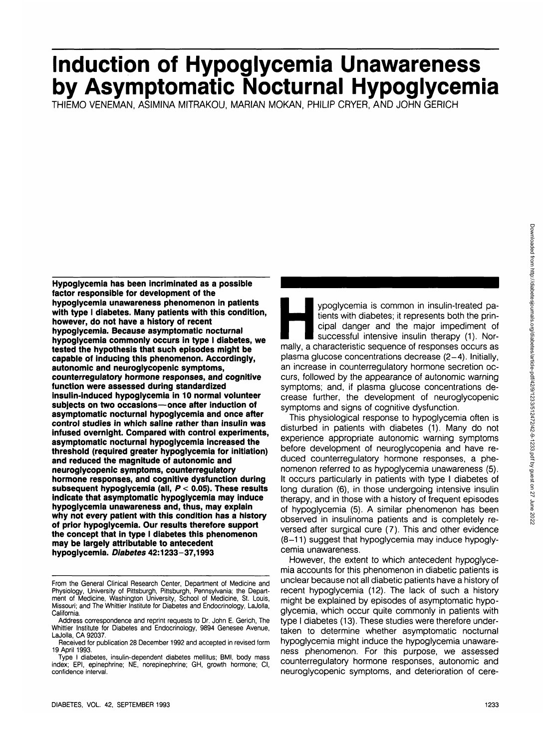# Induction of Hypoglycemia Unawareness by Asymptomatic Nocturnal Hypoglycemia

THIEMO VENEMAN, ASIMINA MITRAKOU, MARIAN MOKAN, PHILIP CRYER, AND JOHN GERICH

**Hypoglycemia has been incriminated as a possible factor responsible for development of the hypoglycemia unawareness phenomenon in patients with type I diabetes. Many patients with this condition, however, do not have a history of recent hypoglycemia. Because asymptomatic nocturnal hypoglycemia commonly occurs in type I diabetes, we tested the hypothesis that such episodes might be capable of inducing this phenomenon. Accordingly, autonomic and neuroglycopenic symptoms, counterregulatory hormone responses, and cognitive function were assessed during standardized insulin-induced hypoglycemia in 10 normal volunteer subjects on two occasions—once after induction of asymptomatic nocturnal hypoglycemia and once after control studies in which saline rather than insulin was infused overnight. Compared with control experiments, asymptomatic nocturnal hypoglycemia increased the threshold (required greater hypoglycemia for initiation) and reduced the magnitude of autonomic and neuroglycopenic symptoms, counterregulatory hormone responses, and cognitive dysfunction during subsequent hypoglycemia (all, $P < 0.05$). These results indicate that asymptomatic hypoglycemia may induce hypoglycemia unawareness and, thus, may explain why not every patient with this condition has a history of prior hypoglycemia. Our results therefore support the concept that in type I diabetes this phenomenon may be largely attributable to antecedent hypoglycemia.** ***Diabetes* 42:1233–37,1993**

From the General Clinical Research Center, Department of Medicine and Physiology, University of Pittsburgh, Pittsburgh, Pennsylvania; the Department of Medicine, Washington University, School of Medicine, St. Louis, Missouri; and The Whittier Institute for Diabetes and Endocrinology, LaJolla, California.

Address correspondence and reprint requests to Dr. John E. Gerich, The Whittier Institute for Diabetes and Endocrinology, 9894 Genesee Avenue, LaJolla, CA 92037.

Received for publication 28 December 1992 and accepted in revised form 19 April 1993.

Type I diabetes, insulin-dependent diabetes mellitus; BMI, body mass index; EPI, epinephrine; NE, norepinephrine; GH, growth hormone; CI, confidence interval.

Hypoglycemia is common in insulin-treated patients with diabetes; it represents both the principal danger and the major impediment of successful intensive insulin therapy (1). Normally, a characteristic sequence of responses occurs as plasma glucose concentrations decrease (2–4). Initially, an increase in counterregulatory hormone secretion occurs, followed by the appearance of autonomic warning symptoms; and, if plasma glucose concentrations decrease further, the development of neuroglycopenic symptoms and signs of cognitive dysfunction.

This physiological response to hypoglycemia often is disturbed in patients with diabetes (1). Many do not experience appropriate autonomic warning symptoms before development of neuroglycopenia and have reduced counterregulatory hormone responses, a phenomenon referred to as hypoglycemia unawareness (5). It occurs particularly in patients with type I diabetes of long duration (6), in those undergoing intensive insulin therapy, and in those with a history of frequent episodes of hypoglycemia (5). A similar phenomenon has been observed in insulinoma patients and is completely reversed after surgical cure (7). This and other evidence (8–11) suggest that hypoglycemia may induce hypoglycemia unawareness.

However, the extent to which antecedent hypoglycemia accounts for this phenomenon in diabetic patients is unclear because not all diabetic patients have a history of recent hypoglycemia (12). The lack of such a history might be explained by episodes of asymptomatic hypoglycemia, which occur quite commonly in patients with type I diabetes (13). These studies were therefore undertaken to determine whether asymptomatic nocturnal hypoglycemia might induce the hypoglycemia unawareness phenomenon. For this purpose, we assessed counterregulatory hormone responses, autonomic and neuroglycopenic symptoms, and deterioration of cere-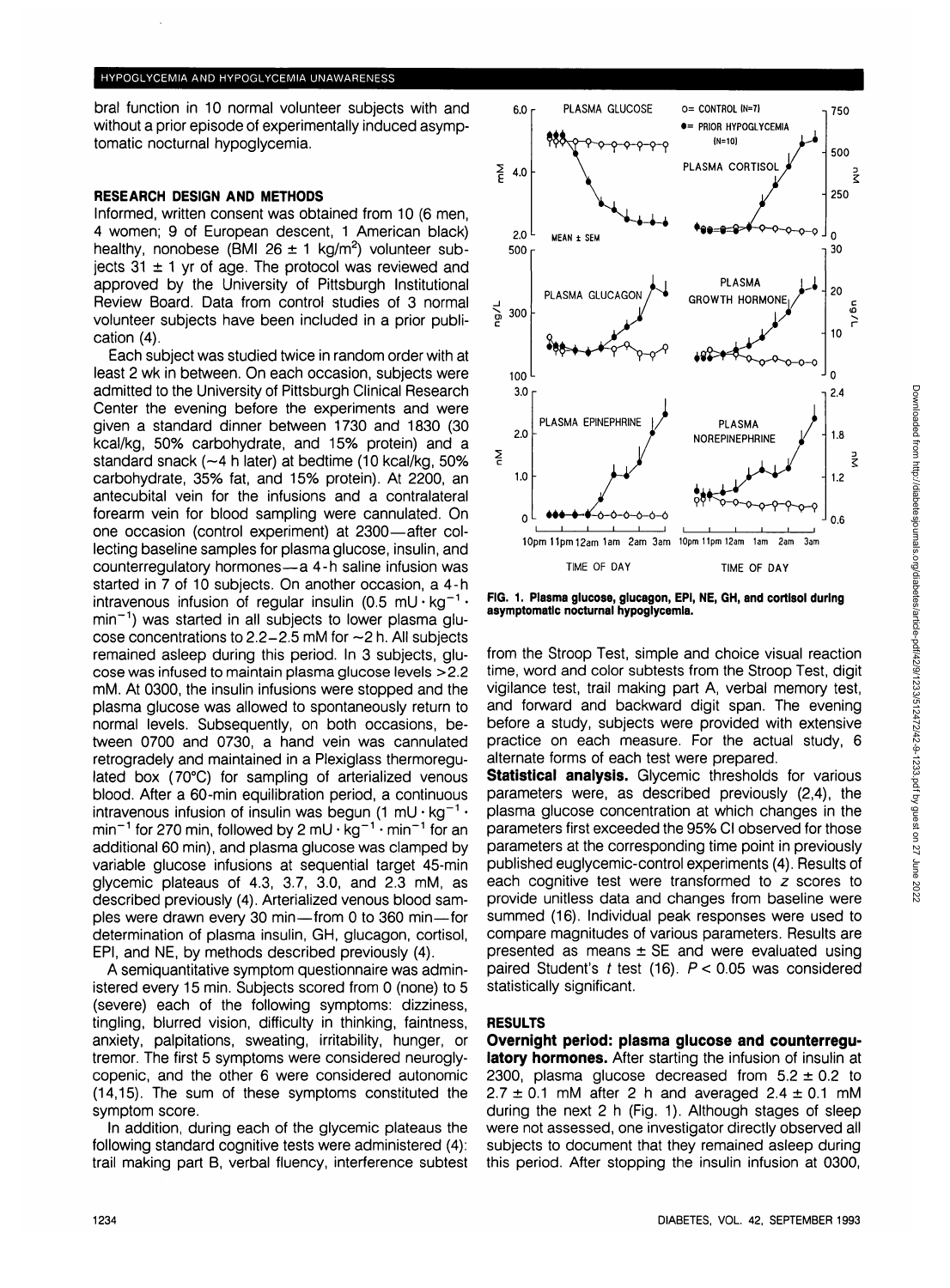bral function in 10 normal volunteer subjects with and without a prior episode of experimentally induced asymptomatic nocturnal hypoglycemia.

## RESEARCH DESIGN AND METHODS

Informed, written consent was obtained from 10 (6 men, 4 women; 9 of European descent, 1 American black) healthy, nonobese (BMI $26 \pm 1$ kg/m$^2$) volunteer subjects $31 \pm 1$ yr of age. The protocol was reviewed and approved by the University of Pittsburgh Institutional Review Board. Data from control studies of 3 normal volunteer subjects have been included in a prior publication (4).

Each subject was studied twice in random order with at least 2 wk in between. On each occasion, subjects were admitted to the University of Pittsburgh Clinical Research Center the evening before the experiments and were given a standard dinner between 1730 and 1830 (30 kcal/kg, 50% carbohydrate, and 15% protein) and a standard snack (~4 h later) at bedtime (10 kcal/kg, 50% carbohydrate, 35% fat, and 15% protein). At 2200, an antecubital vein for the infusions and a contralateral forearm vein for blood sampling were cannulated. On one occasion (control experiment) at 2300—after collecting baseline samples for plasma glucose, insulin, and counterregulatory hormones—a 4-h saline infusion was started in 7 of 10 subjects. On another occasion, a 4-h intravenous infusion of regular insulin ($0.5\ \text{mU} \cdot \text{kg}^{-1} \cdot \text{min}^{-1}$) was started in all subjects to lower plasma glucose concentrations to 2.2–2.5 mM for ~2 h. All subjects remained asleep during this period. In 3 subjects, glucose was infused to maintain plasma glucose levels >2.2 mM. At 0300, the insulin infusions were stopped and the plasma glucose was allowed to spontaneously return to normal levels. Subsequently, on both occasions, between 0700 and 0730, a hand vein was cannulated retrogradely and maintained in a Plexiglass thermoregulated box (70°C) for sampling of arterialized venous blood. After a 60-min equilibration period, a continuous intravenous infusion of insulin was begun ($1\ \text{mU} \cdot \text{kg}^{-1} \cdot \text{min}^{-1}$ for 270 min, followed by $2\ \text{mU} \cdot \text{kg}^{-1} \cdot \text{min}^{-1}$ for an additional 60 min), and plasma glucose was clamped by variable glucose infusions at sequential target 45-min glycemic plateaus of 4.3, 3.7, 3.0, and 2.3 mM, as described previously (4). Arterialized venous blood samples were drawn every 30 min—from 0 to 360 min—for determination of plasma insulin, GH, glucagon, cortisol, EPI, and NE, by methods described previously (4).

A semiquantitative symptom questionnaire was administered every 15 min. Subjects scored from 0 (none) to 5 (severe) each of the following symptoms: dizziness, tingling, blurred vision, difficulty in thinking, faintness, anxiety, palpitations, sweating, irritability, hunger, or tremor. The first 5 symptoms were considered neuroglycopenic, and the other 6 were considered autonomic (14,15). The sum of these symptoms constituted the symptom score.

In addition, during each of the glycemic plateaus the following standard cognitive tests were administered (4): trail making part B, verbal fluency, interference subtest from the Stroop Test, simple and choice visual reaction time, word and color subtests from the Stroop Test, digit vigilance test, trail making part A, verbal memory test, and forward and backward digit span. The evening before a study, subjects were provided with extensive practice on each measure. For the actual study, 6 alternate forms of each test were prepared.

**Statistical analysis.** Glycemic thresholds for various parameters were, as described previously (2,4), the plasma glucose concentration at which changes in the parameters first exceeded the 95% CI observed for those parameters at the corresponding time point in previously published euglycemic-control experiments (4). Results of each cognitive test were transformed to $z$ scores to provide unitless data and changes from baseline were summed (16). Individual peak responses were used to compare magnitudes of various parameters. Results are presented as means ± SE and were evaluated using paired Student's $t$ test (16). $P < 0.05$ was considered statistically significant.

**FIG. 1. Plasma glucose, glucagon, EPI, NE, GH, and cortisol during asymptomatic nocturnal hypoglycemia.**

## RESULTS

**Overnight period: plasma glucose and counterregulatory hormones.** After starting the infusion of insulin at 2300, plasma glucose decreased from $5.2 \pm 0.2$ to $2.7 \pm 0.1$ mM after 2 h and averaged $2.4 \pm 0.1$ mM during the next 2 h (Fig. 1). Although stages of sleep were not assessed, one investigator directly observed all subjects to document that they remained asleep during this period. After stopping the insulin infusion at 0300,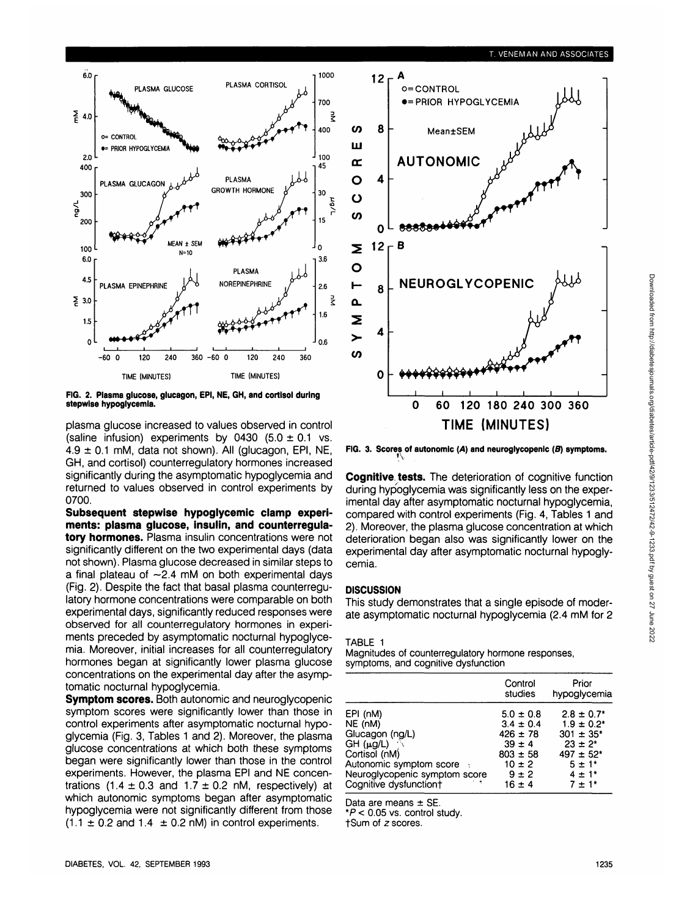FIG. 2. Plasma glucose, glucagon, EPI, NE, GH, and cortisol during stepwise hypoglycemia.

FIG. 3. Scores of autonomic (A) and neuroglycopenic (B) symptoms.

plasma glucose increased to values observed in control (saline infusion) experiments by 0430 (5.0 ± 0.1 vs. 4.9 ± 0.1 mM, data not shown). All (glucagon, EPI, NE, GH, and cortisol) counterregulatory hormones increased significantly during the asymptomatic hypoglycemia and returned to values observed in control experiments by 0700.

**Subsequent stepwise hypoglycemic clamp experiments: plasma glucose, insulin, and counterregulatory hormones.** Plasma insulin concentrations were not significantly different on the two experimental days (data not shown). Plasma glucose decreased in similar steps to a final plateau of ~2.4 mM on both experimental days (Fig. 2). Despite the fact that basal plasma counterregulatory hormone concentrations were comparable on both experimental days, significantly reduced responses were observed for all counterregulatory hormones in experiments preceded by asymptomatic nocturnal hypoglycemia. Moreover, initial increases for all counterregulatory hormones began at significantly lower plasma glucose concentrations on the experimental day after the asymptomatic nocturnal hypoglycemia.

**Symptom scores.** Both autonomic and neuroglycopenic symptom scores were significantly lower than those in control experiments after asymptomatic nocturnal hypoglycemia (Fig. 3, Tables 1 and 2). Moreover, the plasma glucose concentrations at which both these symptoms began were significantly lower than those in the control experiments. However, the plasma EPI and NE concentrations (1.4 ± 0.3 and 1.7 ± 0.2 nM, respectively) at which autonomic symptoms began after asymptomatic hypoglycemia were not significantly different from those (1.1 ± 0.2 and 1.4 ± 0.2 nM) in control experiments.

**Cognitive tests.** The deterioration of cognitive function during hypoglycemia was significantly less on the experimental day after asymptomatic nocturnal hypoglycemia, compared with control experiments (Fig. 4, Tables 1 and 2). Moreover, the plasma glucose concentration at which deterioration began also was significantly lower on the experimental day after asymptomatic nocturnal hypoglycemia.

## DISCUSSION

This study demonstrates that a single episode of moderate asymptomatic nocturnal hypoglycemia (2.4 mM for 2

TABLE 1
Magnitudes of counterregulatory hormone responses, symptoms, and cognitive dysfunction

| | Control studies | Prior hypoglycemia |
|---|---|---|
| EPI (nM) | 5.0 ± 0.8 | 2.8 ± 0.7* |
| NE (nM) | 3.4 ± 0.4 | 1.9 ± 0.2* |
| Glucagon (ng/L) | 426 ± 78 | 301 ± 35* |
| GH (μg/L) | 39 ± 4 | 23 ± 2* |
| Cortisol (nM) | 803 ± 58 | 497 ± 52* |
| Autonomic symptom score | 10 ± 2 | 5 ± 1* |
| Neuroglycopenic symptom score | 9 ± 2 | 4 ± 1* |
| Cognitive dysfunction† | 16 ± 4 | 7 ± 1* |

Data are means ± SE.
*$P < 0.05$ vs. control study.
†Sum of $z$ scores.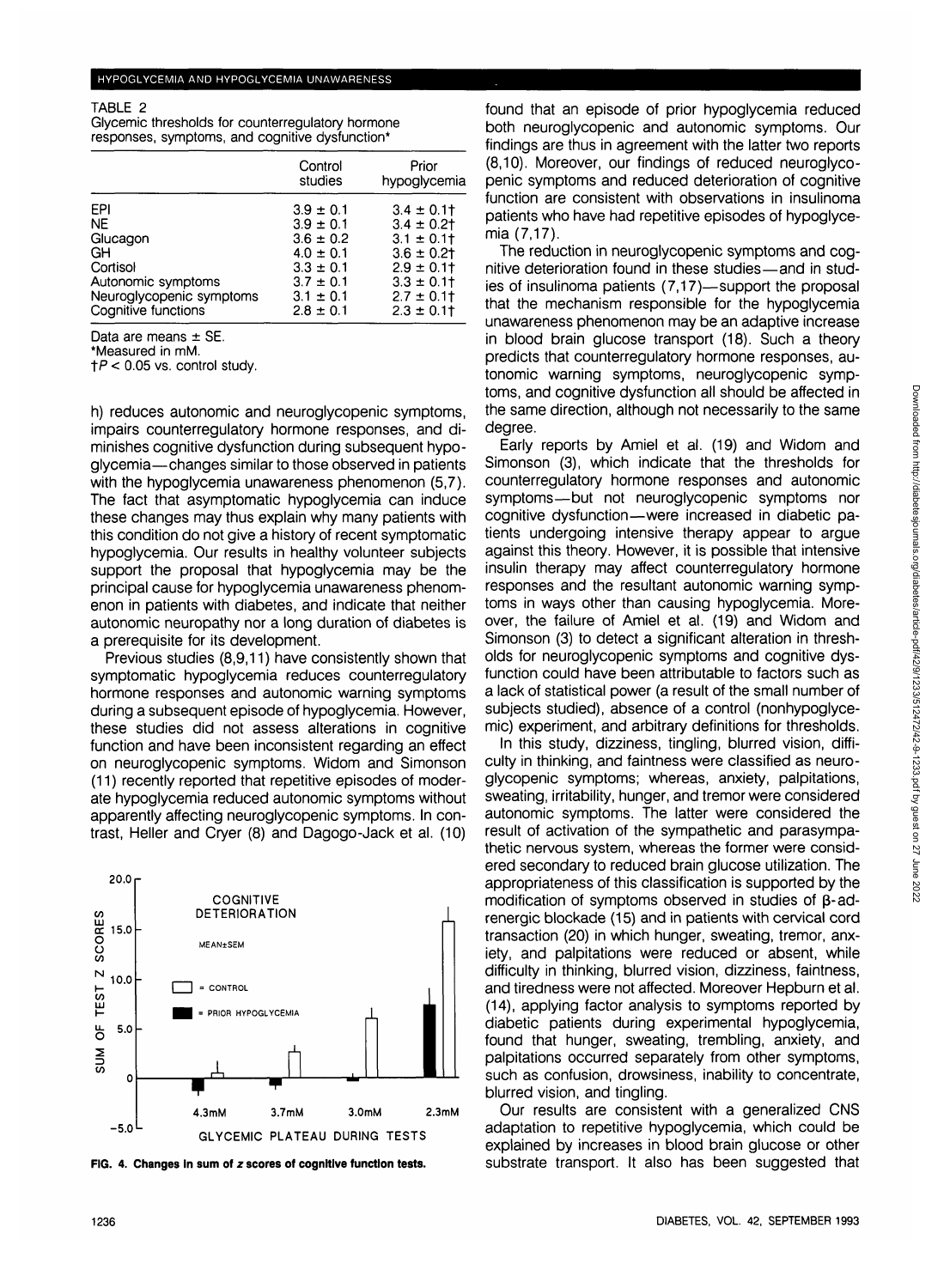TABLE 2
Glycemic thresholds for counterregulatory hormone responses, symptoms, and cognitive dysfunction*

| | Control studies | Prior hypoglycemia |
|---|---|---|
| EPI | 3.9 ± 0.1 | 3.4 ± 0.1† |
| NE | 3.9 ± 0.1 | 3.4 ± 0.2† |
| Glucagon | 3.6 ± 0.2 | 3.1 ± 0.1† |
| GH | 4.0 ± 0.1 | 3.6 ± 0.2† |
| Cortisol | 3.3 ± 0.1 | 2.9 ± 0.1† |
| Autonomic symptoms | 3.7 ± 0.1 | 3.3 ± 0.1† |
| Neuroglycopenic symptoms | 3.1 ± 0.1 | 2.7 ± 0.1† |
| Cognitive functions | 2.8 ± 0.1 | 2.3 ± 0.1† |

Data are means ± SE.
*Measured in mM.
†$P < 0.05$ vs. control study.

h) reduces autonomic and neuroglycopenic symptoms, impairs counterregulatory hormone responses, and diminishes cognitive dysfunction during subsequent hypoglycemia—changes similar to those observed in patients with the hypoglycemia unawareness phenomenon (5,7). The fact that asymptomatic hypoglycemia can induce these changes may thus explain why many patients with this condition do not give a history of recent symptomatic hypoglycemia. Our results in healthy volunteer subjects support the proposal that hypoglycemia may be the principal cause for hypoglycemia unawareness phenomenon in patients with diabetes, and indicate that neither autonomic neuropathy nor a long duration of diabetes is a prerequisite for its development.

Previous studies (8,9,11) have consistently shown that symptomatic hypoglycemia reduces counterregulatory hormone responses and autonomic warning symptoms during a subsequent episode of hypoglycemia. However, these studies did not assess alterations in cognitive function and have been inconsistent regarding an effect on neuroglycopenic symptoms. Widom and Simonson (11) recently reported that repetitive episodes of moderate hypoglycemia reduced autonomic symptoms without apparently affecting neuroglycopenic symptoms. In contrast, Heller and Cryer (8) and Dagogo-Jack et al. (10) found that an episode of prior hypoglycemia reduced both neuroglycopenic and autonomic symptoms. Our findings are thus in agreement with the latter two reports (8,10). Moreover, our findings of reduced neuroglycopenic symptoms and reduced deterioration of cognitive function are consistent with observations in insulinoma patients who have had repetitive episodes of hypoglycemia (7,17).

FIG. 4. Changes in sum of *z* scores of cognitive function tests.

The reduction in neuroglycopenic symptoms and cognitive deterioration found in these studies—and in studies of insulinoma patients (7,17)—support the proposal that the mechanism responsible for the hypoglycemia unawareness phenomenon may be an adaptive increase in blood brain glucose transport (18). Such a theory predicts that counterregulatory hormone responses, autonomic warning symptoms, neuroglycopenic symptoms, and cognitive dysfunction all should be affected in the same direction, although not necessarily to the same degree.

Early reports by Amiel et al. (19) and Widom and Simonson (3), which indicate that the thresholds for counterregulatory hormone responses and autonomic symptoms—but not neuroglycopenic symptoms nor cognitive dysfunction—were increased in diabetic patients undergoing intensive therapy appear to argue against this theory. However, it is possible that intensive insulin therapy may affect counterregulatory hormone responses and the resultant autonomic warning symptoms in ways other than causing hypoglycemia. Moreover, the failure of Amiel et al. (19) and Widom and Simonson (3) to detect a significant alteration in thresholds for neuroglycopenic symptoms and cognitive dysfunction could have been attributable to factors such as a lack of statistical power (a result of the small number of subjects studied), absence of a control (nonhypoglycemic) experiment, and arbitrary definitions for thresholds.

In this study, dizziness, tingling, blurred vision, difficulty in thinking, and faintness were classified as neuroglycopenic symptoms; whereas, anxiety, palpitations, sweating, irritability, hunger, and tremor were considered autonomic symptoms. The latter were considered the result of activation of the sympathetic and parasympathetic nervous system, whereas the former were considered secondary to reduced brain glucose utilization. The appropriateness of this classification is supported by the modification of symptoms observed in studies of β-adrenergic blockade (15) and in patients with cervical cord transaction (20) in which hunger, sweating, tremor, anxiety, and palpitations were reduced or absent, while difficulty in thinking, blurred vision, dizziness, faintness, and tiredness were not affected. Moreover Hepburn et al. (14), applying factor analysis to symptoms reported by diabetic patients during experimental hypoglycemia, found that hunger, sweating, trembling, anxiety, and palpitations occurred separately from other symptoms, such as confusion, drowsiness, inability to concentrate, blurred vision, and tingling.

Our results are consistent with a generalized CNS adaptation to repetitive hypoglycemia, which could be explained by increases in blood brain glucose or other substrate transport. It also has been suggested that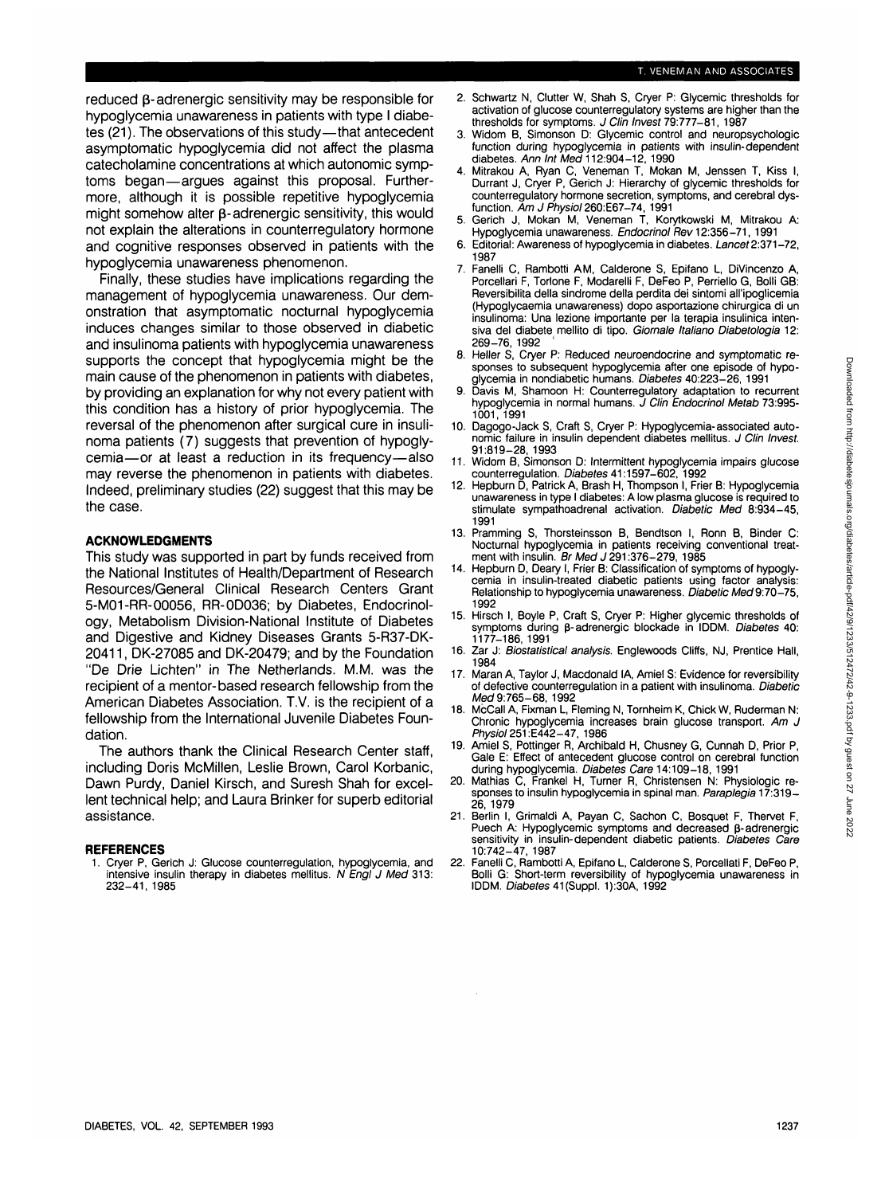reduced β-adrenergic sensitivity may be responsible for hypoglycemia unawareness in patients with type I diabetes (21). The observations of this study—that antecedent asymptomatic hypoglycemia did not affect the plasma catecholamine concentrations at which autonomic symptoms began—argues against this proposal. Furthermore, although it is possible repetitive hypoglycemia might somehow alter β-adrenergic sensitivity, this would not explain the alterations in counterregulatory hormone and cognitive responses observed in patients with the hypoglycemia unawareness phenomenon.

Finally, these studies have implications regarding the management of hypoglycemia unawareness. Our demonstration that asymptomatic nocturnal hypoglycemia induces changes similar to those observed in diabetic and insulinoma patients with hypoglycemia unawareness supports the concept that hypoglycemia might be the main cause of the phenomenon in patients with diabetes, by providing an explanation for why not every patient with this condition has a history of prior hypoglycemia. The reversal of the phenomenon after surgical cure in insulinoma patients (7) suggests that prevention of hypoglycemia—or at least a reduction in its frequency—also may reverse the phenomenon in patients with diabetes. Indeed, preliminary studies (22) suggest that this may be the case.

## ACKNOWLEDGMENTS

This study was supported in part by funds received from the National Institutes of Health/Department of Research Resources/General Clinical Research Centers Grant 5-M01-RR-00056, RR-0D036; by Diabetes, Endocrinology, Metabolism Division-National Institute of Diabetes and Digestive and Kidney Diseases Grants 5-R37-DK-20411, DK-27085 and DK-20479; and by the Foundation "De Drie Lichten" in The Netherlands. M.M. was the recipient of a mentor-based research fellowship from the American Diabetes Association. T.V. is the recipient of a fellowship from the International Juvenile Diabetes Foundation.

The authors thank the Clinical Research Center staff, including Doris McMillen, Leslie Brown, Carol Korbanic, Dawn Purdy, Daniel Kirsch, and Suresh Shah for excellent technical help; and Laura Brinker for superb editorial assistance.

## REFERENCES

1. Cryer P, Gerich J: Glucose counterregulation, hypoglycemia, and intensive insulin therapy in diabetes mellitus. *N Engl J Med* 313: 232–41, 1985
2. Schwartz N, Clutter W, Shah S, Cryer P: Glycemic thresholds for activation of glucose counterregulatory systems are higher than the thresholds for symptoms. *J Clin Invest* 79:777–81, 1987
3. Widom B, Simonson D: Glycemic control and neuropsychologic function during hypoglycemia in patients with insulin-dependent diabetes. *Ann Int Med* 112:904–12, 1990
4. Mitrakou A, Ryan C, Veneman T, Mokan M, Jenssen T, Kiss I, Durrant J, Cryer P, Gerich J: Hierarchy of glycemic thresholds for counterregulatory hormone secretion, symptoms, and cerebral dysfunction. *Am J Physiol* 260:E67–74, 1991
5. Gerich J, Mokan M, Veneman T, Korytkowski M, Mitrakou A: Hypoglycemia unawareness. *Endocrinol Rev* 12:356–71, 1991
6. Editorial: Awareness of hypoglycemia in diabetes. *Lancet* 2:371–72, 1987
7. Fanelli C, Rambotti AM, Calderone S, Epifano L, DiVincenzo A, Porcellari F, Torlone F, Modarelli F, DeFeo P, Perriello G, Bolli GB: Reversibilita della sindrome della perdita dei sintomi all'ipoglicemia (Hypoglycaemia unawareness) dopo asportazione chirurgica di un insulinoma: Una lezione importante per la terapia insulinica intensiva del diabete mellito di tipo. *Giornale Italiano Diabetologia* 12: 269–76, 1992
8. Heller S, Cryer P: Reduced neuroendocrine and symptomatic responses to subsequent hypoglycemia after one episode of hypoglycemia in nondiabetic humans. *Diabetes* 40:223–26, 1991
9. Davis M, Shamoon H: Counterregulatory adaptation to recurrent hypoglycemia in normal humans. *J Clin Endocrinol Metab* 73:995-1001, 1991
10. Dagogo-Jack S, Craft S, Cryer P: Hypoglycemia-associated autonomic failure in insulin dependent diabetes mellitus. *J Clin Invest.* 91:819–28, 1993
11. Widom B, Simonson D: Intermittent hypoglycemia impairs glucose counterregulation. *Diabetes* 41:1597–602, 1992
12. Hepburn D, Patrick A, Brash H, Thompson I, Frier B: Hypoglycemia unawareness in type I diabetes: A low plasma glucose is required to stimulate sympathoadrenal activation. *Diabetic Med* 8:934–45, 1991
13. Pramming S, Thorsteinsson B, Bendtson I, Ronn B, Binder C: Nocturnal hypoglycemia in patients receiving conventional treatment with insulin. *Br Med J* 291:376–279, 1985
14. Hepburn D, Deary I, Frier B: Classification of symptoms of hypoglycemia in insulin-treated diabetic patients using factor analysis: Relationship to hypoglycemia unawareness. *Diabetic Med* 9:70–75, 1992
15. Hirsch I, Boyle P, Craft S, Cryer P: Higher glycemic thresholds of symptoms during β-adrenergic blockade in IDDM. *Diabetes* 40: 1177–186, 1991
16. Zar J: *Biostatistical analysis.* Englewoods Cliffs, NJ, Prentice Hall, 1984
17. Maran A, Taylor J, Macdonald IA, Amiel S: Evidence for reversibility of defective counterregulation in a patient with insulinoma. *Diabetic Med* 9:765–68, 1992
18. McCall A, Fixman L, Fleming N, Tornheim K, Chick W, Ruderman N: Chronic hypoglycemia increases brain glucose transport. *Am J Physiol* 251:E442–47, 1986
19. Amiel S, Pottinger R, Archibald H, Chusney G, Cunnah D, Prior P, Gale E: Effect of antecedent glucose control on cerebral function during hypoglycemia. *Diabetes Care* 14:109–18, 1991
20. Mathias C, Frankel H, Turner R, Christensen N: Physiologic responses to insulin hypoglycemia in spinal man. *Paraplegia* 17:319–26, 1979
21. Berlin I, Grimaldi A, Payan C, Sachon C, Bosquet F, Thervet F, Puech A: Hypoglycemic symptoms and decreased β-adrenergic sensitivity in insulin-dependent diabetic patients. *Diabetes Care* 10:742–47, 1987
22. Fanelli C, Rambotti A, Epifano L, Calderone S, Porcellati F, DeFeo P, Bolli G: Short-term reversibility of hypoglycemia unawareness in IDDM. *Diabetes* 41(Suppl. 1):30A, 1992